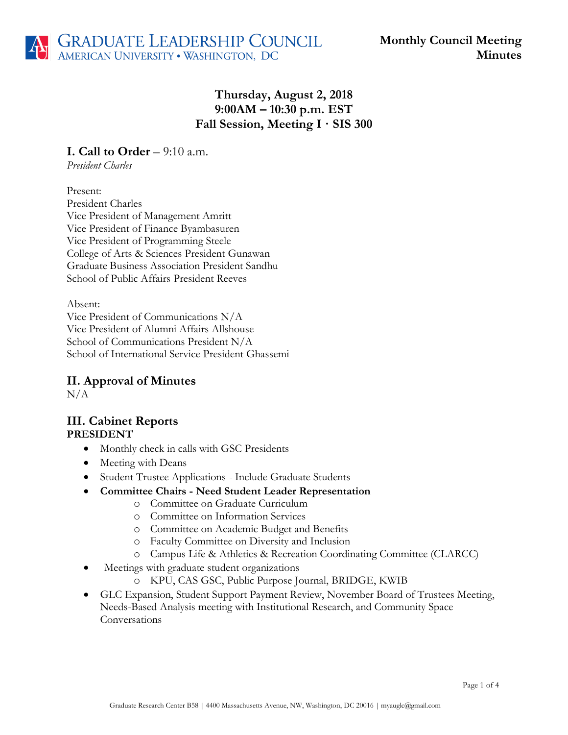# Graduate Leadership Council
American University • Washington, DC

**Monthly Council Meeting Minutes**

**Thursday, August 2, 2018**
**9:00AM – 10:30 p.m. EST**
**Fall Session, Meeting I · SIS 300**

## I. Call to Order – 9:10 a.m.

*President Charles*

Present:
President Charles
Vice President of Management Amritt
Vice President of Finance Byambasuren
Vice President of Programming Steele
College of Arts & Sciences President Gunawan
Graduate Business Association President Sandhu
School of Public Affairs President Reeves

Absent:
Vice President of Communications N/A
Vice President of Alumni Affairs Allshouse
School of Communications President N/A
School of International Service President Ghassemi

## II. Approval of Minutes

N/A

## III. Cabinet Reports

**PRESIDENT**

- Monthly check in calls with GSC Presidents
- Meeting with Deans
- Student Trustee Applications - Include Graduate Students
- **Committee Chairs - Need Student Leader Representation**
  - Committee on Graduate Curriculum
  - Committee on Information Services
  - Committee on Academic Budget and Benefits
  - Faculty Committee on Diversity and Inclusion
  - Campus Life & Athletics & Recreation Coordinating Committee (CLARCC)
- Meetings with graduate student organizations
  - KPU, CAS GSC, Public Purpose Journal, BRIDGE, KWIB
- GLC Expansion, Student Support Payment Review, November Board of Trustees Meeting, Needs-Based Analysis meeting with Institutional Research, and Community Space Conversations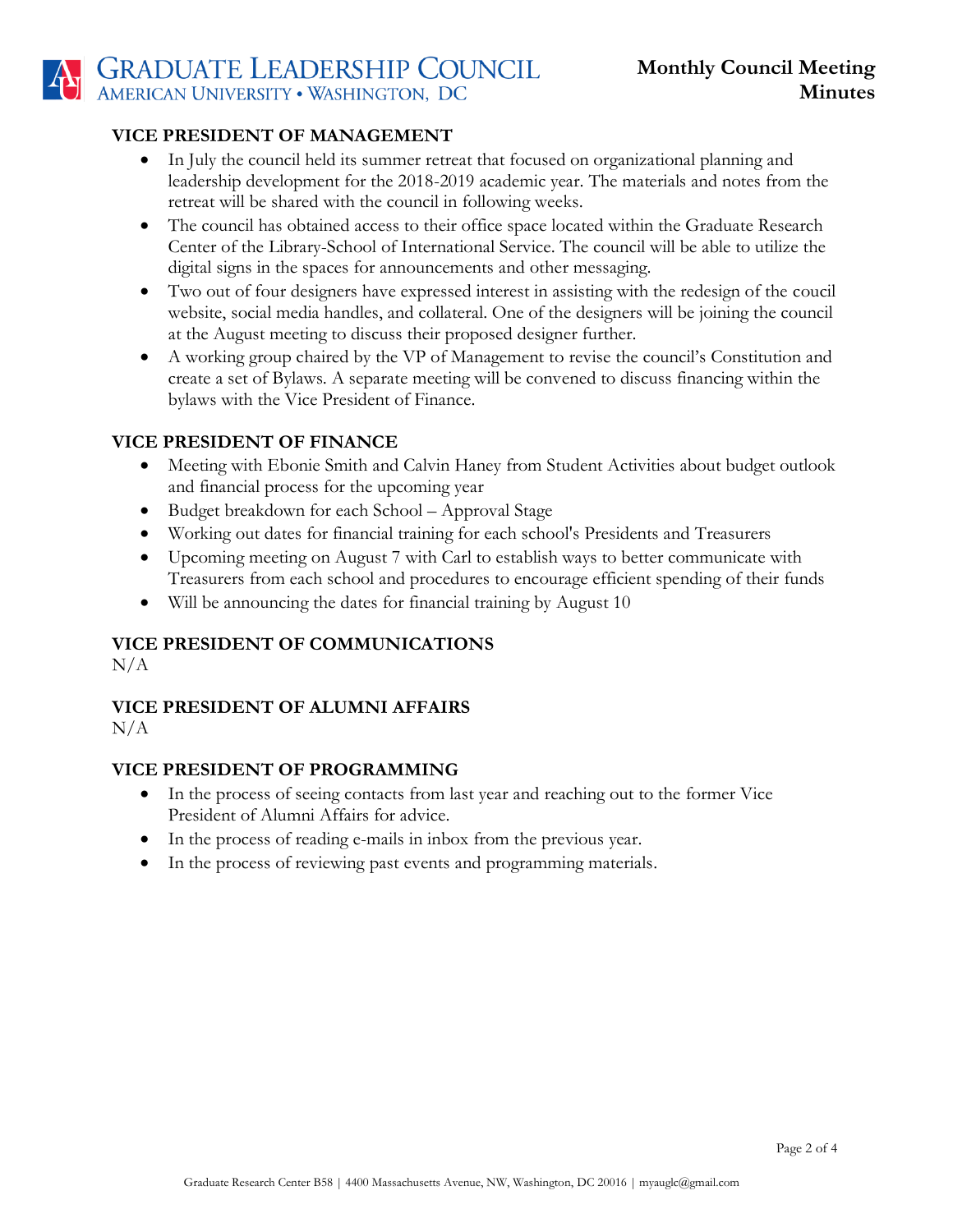### VICE PRESIDENT OF MANAGEMENT

- In July the council held its summer retreat that focused on organizational planning and leadership development for the 2018-2019 academic year. The materials and notes from the retreat will be shared with the council in following weeks.
- The council has obtained access to their office space located within the Graduate Research Center of the Library-School of International Service. The council will be able to utilize the digital signs in the spaces for announcements and other messaging.
- Two out of four designers have expressed interest in assisting with the redesign of the coucil website, social media handles, and collateral. One of the designers will be joining the council at the August meeting to discuss their proposed designer further.
- A working group chaired by the VP of Management to revise the council's Constitution and create a set of Bylaws. A separate meeting will be convened to discuss financing within the bylaws with the Vice President of Finance.

### VICE PRESIDENT OF FINANCE

- Meeting with Ebonie Smith and Calvin Haney from Student Activities about budget outlook and financial process for the upcoming year
- Budget breakdown for each School – Approval Stage
- Working out dates for financial training for each school's Presidents and Treasurers
- Upcoming meeting on August 7 with Carl to establish ways to better communicate with Treasurers from each school and procedures to encourage efficient spending of their funds
- Will be announcing the dates for financial training by August 10

### VICE PRESIDENT OF COMMUNICATIONS

N/A

### VICE PRESIDENT OF ALUMNI AFFAIRS

N/A

### VICE PRESIDENT OF PROGRAMMING

- In the process of seeing contacts from last year and reaching out to the former Vice President of Alumni Affairs for advice.
- In the process of reading e-mails in inbox from the previous year.
- In the process of reviewing past events and programming materials.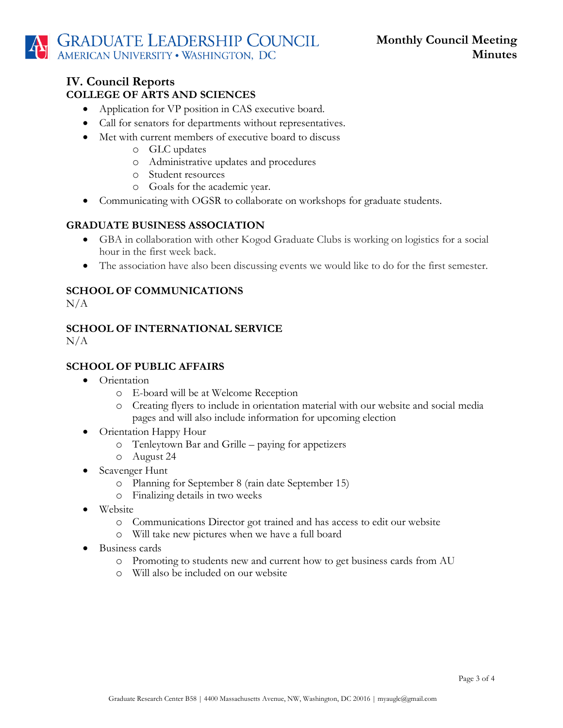## IV. Council Reports

### COLLEGE OF ARTS AND SCIENCES

- Application for VP position in CAS executive board.
- Call for senators for departments without representatives.
- Met with current members of executive board to discuss
  - GLC updates
  - Administrative updates and procedures
  - Student resources
  - Goals for the academic year.
- Communicating with OGSR to collaborate on workshops for graduate students.

### GRADUATE BUSINESS ASSOCIATION

- GBA in collaboration with other Kogod Graduate Clubs is working on logistics for a social hour in the first week back.
- The association have also been discussing events we would like to do for the first semester.

### SCHOOL OF COMMUNICATIONS

N/A

### SCHOOL OF INTERNATIONAL SERVICE

N/A

### SCHOOL OF PUBLIC AFFAIRS

- Orientation
  - E-board will be at Welcome Reception
  - Creating flyers to include in orientation material with our website and social media pages and will also include information for upcoming election
- Orientation Happy Hour
  - Tenleytown Bar and Grille – paying for appetizers
  - August 24
- Scavenger Hunt
  - Planning for September 8 (rain date September 15)
  - Finalizing details in two weeks
- Website
  - Communications Director got trained and has access to edit our website
  - Will take new pictures when we have a full board
- Business cards
  - Promoting to students new and current how to get business cards from AU
  - Will also be included on our website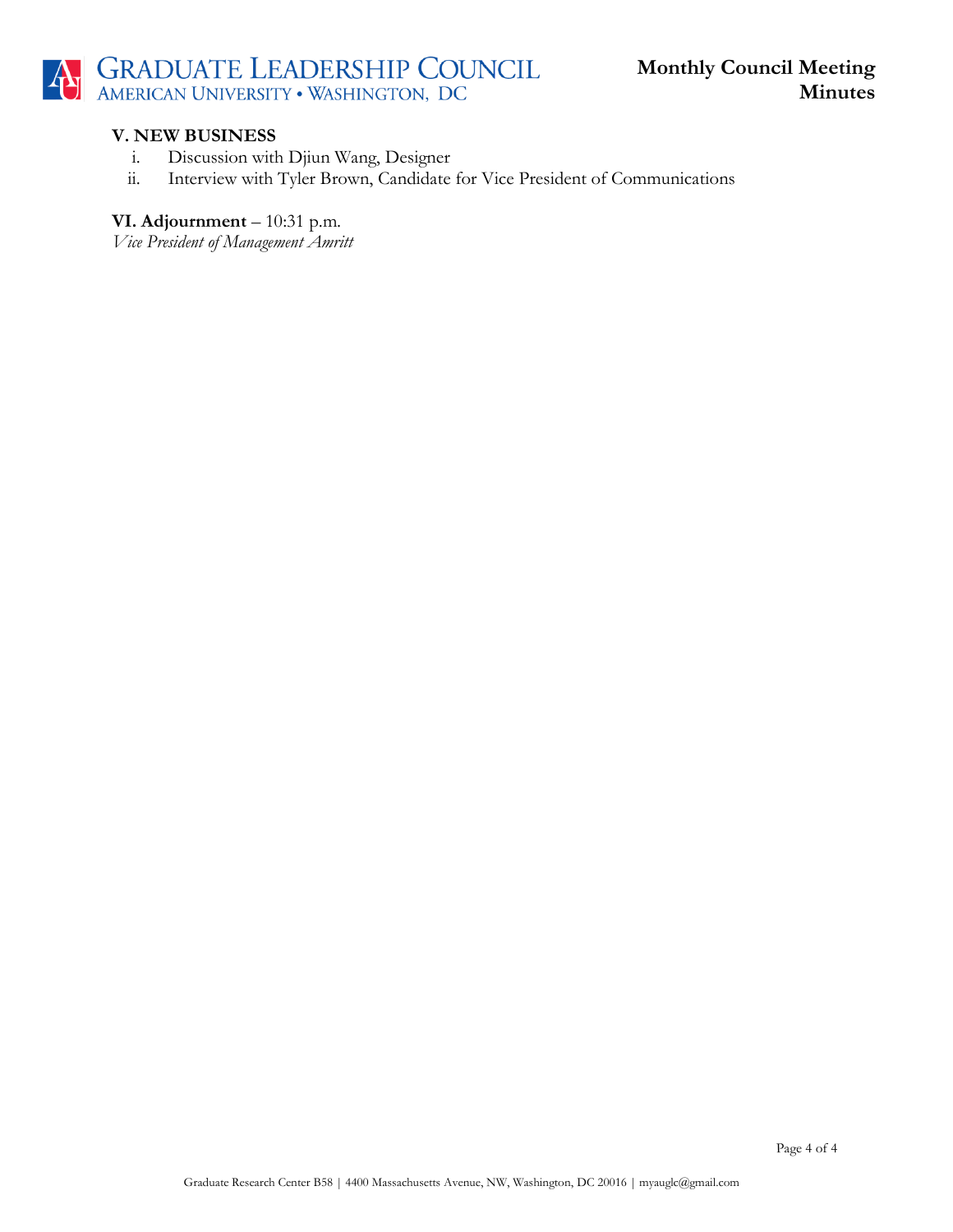**V. NEW BUSINESS**

i. Discussion with Djiun Wang, Designer
ii. Interview with Tyler Brown, Candidate for Vice President of Communications

**VI. Adjournment** – 10:31 p.m.
*Vice President of Management Amritt*